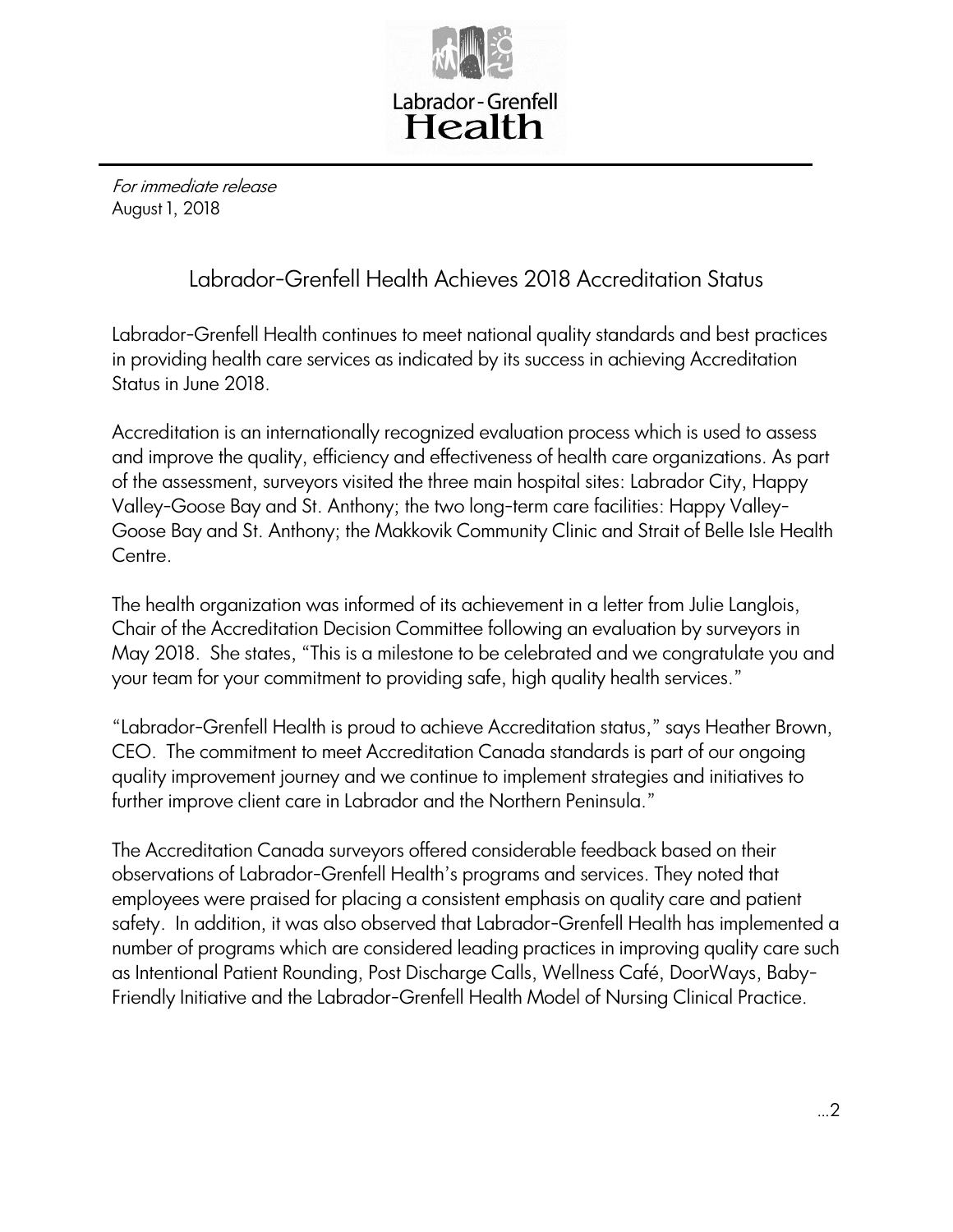Labrador-Grenfell Health

*For immediate release*
August 1, 2018

## Labrador-Grenfell Health Achieves 2018 Accreditation Status

Labrador-Grenfell Health continues to meet national quality standards and best practices in providing health care services as indicated by its success in achieving Accreditation Status in June 2018.

Accreditation is an internationally recognized evaluation process which is used to assess and improve the quality, efficiency and effectiveness of health care organizations. As part of the assessment, surveyors visited the three main hospital sites: Labrador City, Happy Valley-Goose Bay and St. Anthony; the two long-term care facilities: Happy Valley-Goose Bay and St. Anthony; the Makkovik Community Clinic and Strait of Belle Isle Health Centre.

The health organization was informed of its achievement in a letter from Julie Langlois, Chair of the Accreditation Decision Committee following an evaluation by surveyors in May 2018. She states, "This is a milestone to be celebrated and we congratulate you and your team for your commitment to providing safe, high quality health services."

"Labrador-Grenfell Health is proud to achieve Accreditation status," says Heather Brown, CEO. The commitment to meet Accreditation Canada standards is part of our ongoing quality improvement journey and we continue to implement strategies and initiatives to further improve client care in Labrador and the Northern Peninsula."

The Accreditation Canada surveyors offered considerable feedback based on their observations of Labrador-Grenfell Health's programs and services. They noted that employees were praised for placing a consistent emphasis on quality care and patient safety. In addition, it was also observed that Labrador-Grenfell Health has implemented a number of programs which are considered leading practices in improving quality care such as Intentional Patient Rounding, Post Discharge Calls, Wellness Café, DoorWays, Baby-Friendly Initiative and the Labrador-Grenfell Health Model of Nursing Clinical Practice.

...2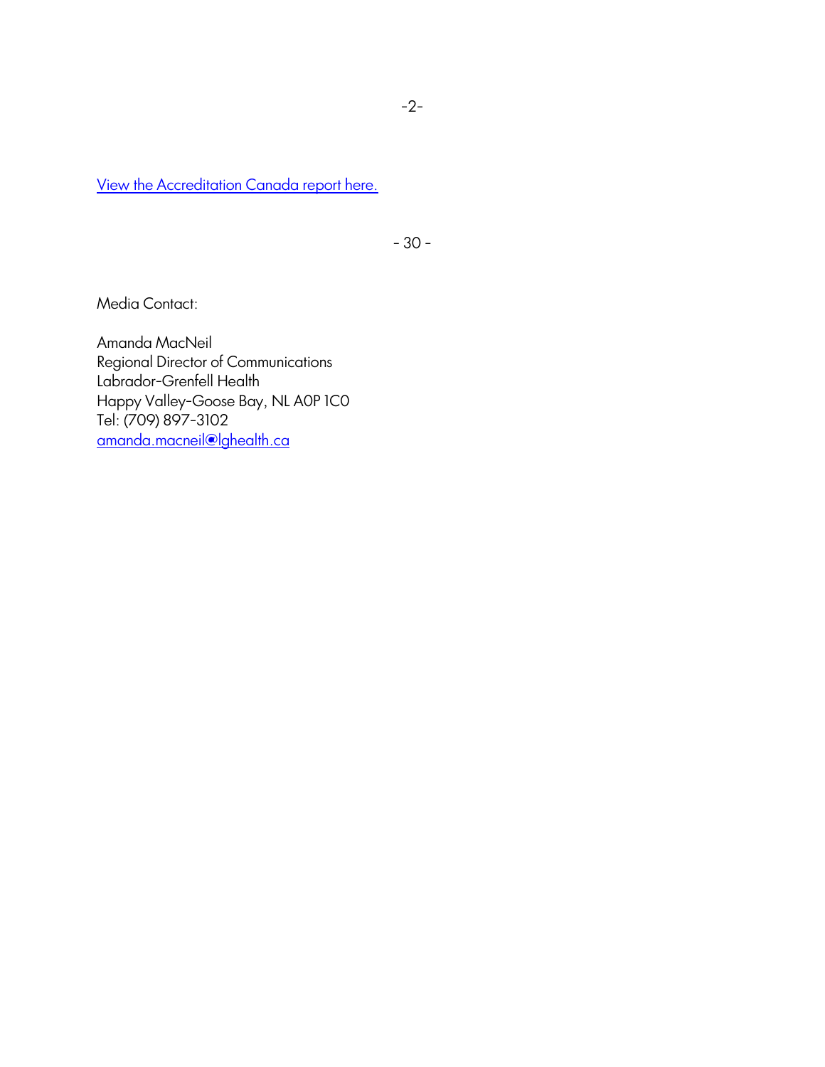[View the Accreditation Canada report here.]

- 30 -

Media Contact:

Amanda MacNeil
Regional Director of Communications
Labrador-Grenfell Health
Happy Valley-Goose Bay, NL A0P 1C0
Tel: (709) 897-3102
amanda.macneil@lghealth.ca